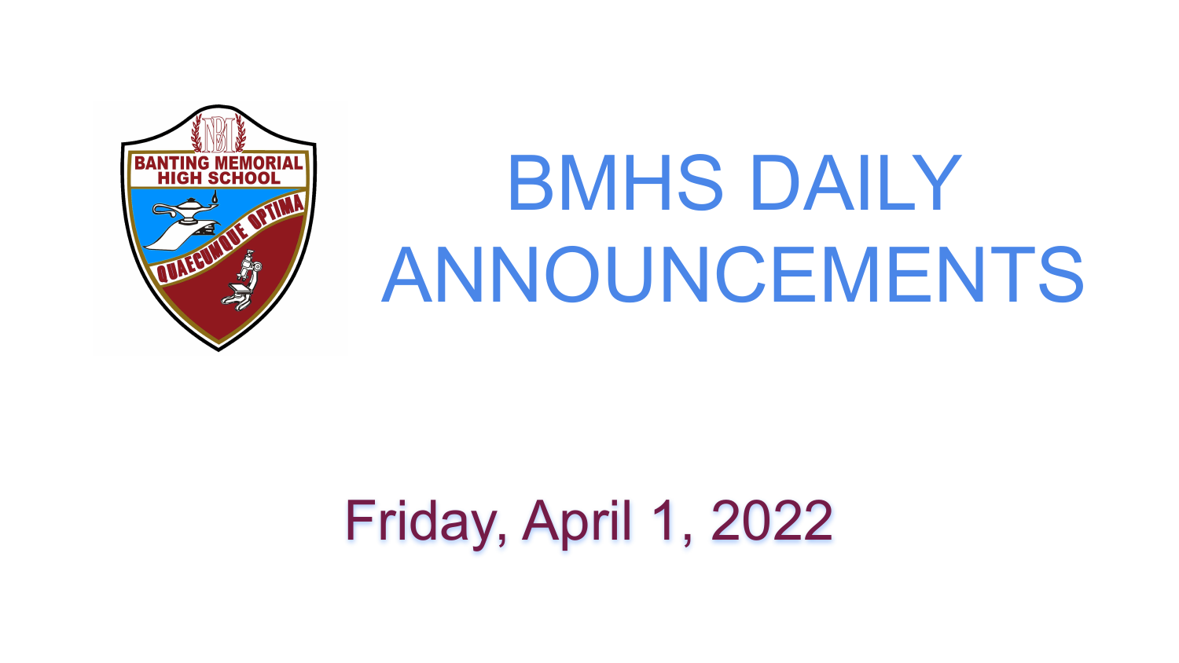# BMHS DAILY ANNOUNCEMENTS

Friday, April 1, 2022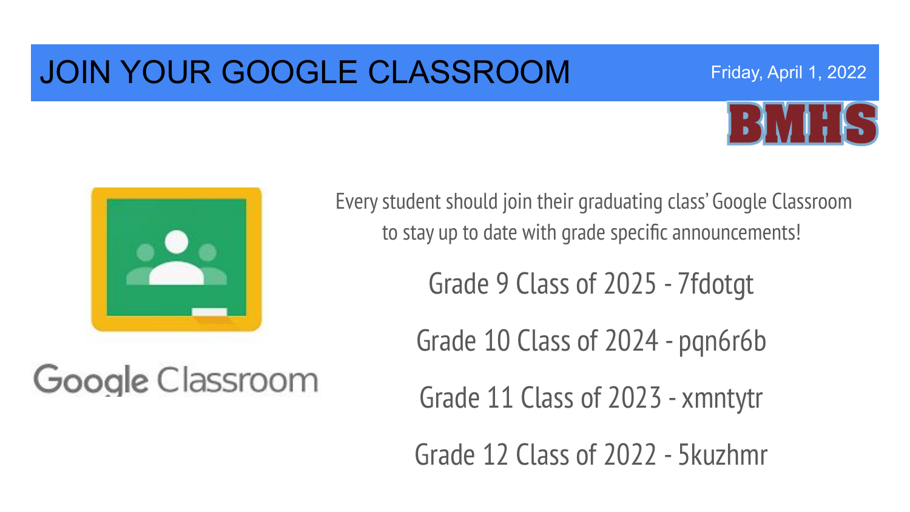# JOIN YOUR GOOGLE CLASSROOM

Friday, April 1, 2022

BMHS

Google Classroom

Every student should join their graduating class' Google Classroom to stay up to date with grade specific announcements!

Grade 9 Class of 2025 - 7fdotgt

Grade 10 Class of 2024 - pqn6r6b

Grade 11 Class of 2023 - xmntytr

Grade 12 Class of 2022 - 5kuzhmr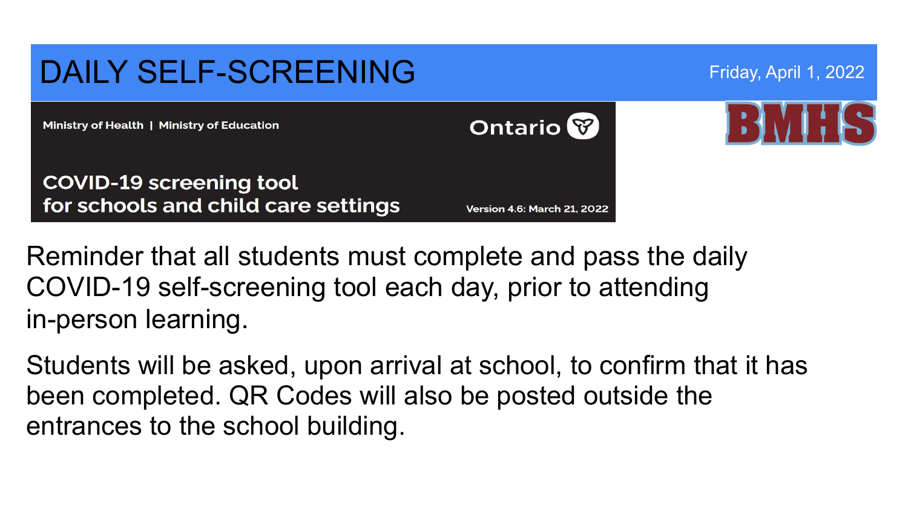# DAILY SELF-SCREENING

Friday, April 1, 2022

Ministry of Health | Ministry of Education

Ontario

**COVID-19 screening tool for schools and child care settings**

Version 4.6: March 21, 2022

BMHS

Reminder that all students must complete and pass the daily COVID-19 self-screening tool each day, prior to attending in-person learning.

Students will be asked, upon arrival at school, to confirm that it has been completed. QR Codes will also be posted outside the entrances to the school building.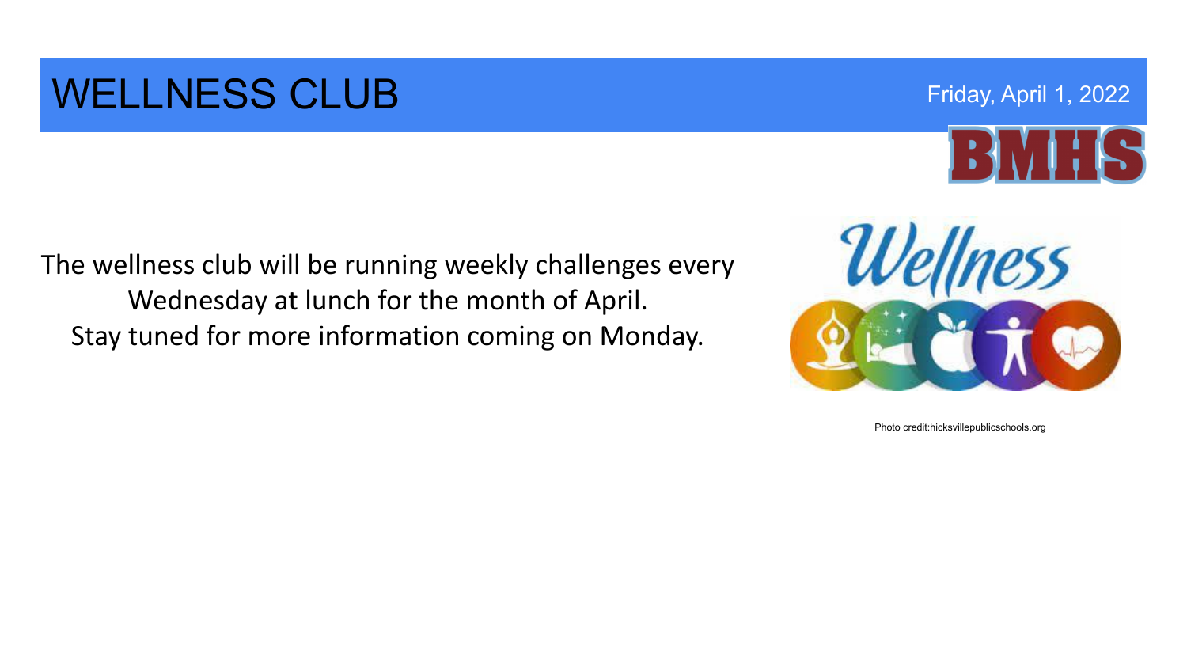# WELLNESS CLUB

Friday, April 1, 2022

BMHS

The wellness club will be running weekly challenges every Wednesday at lunch for the month of April.
Stay tuned for more information coming on Monday.

Photo credit:hicksvillepublicschools.org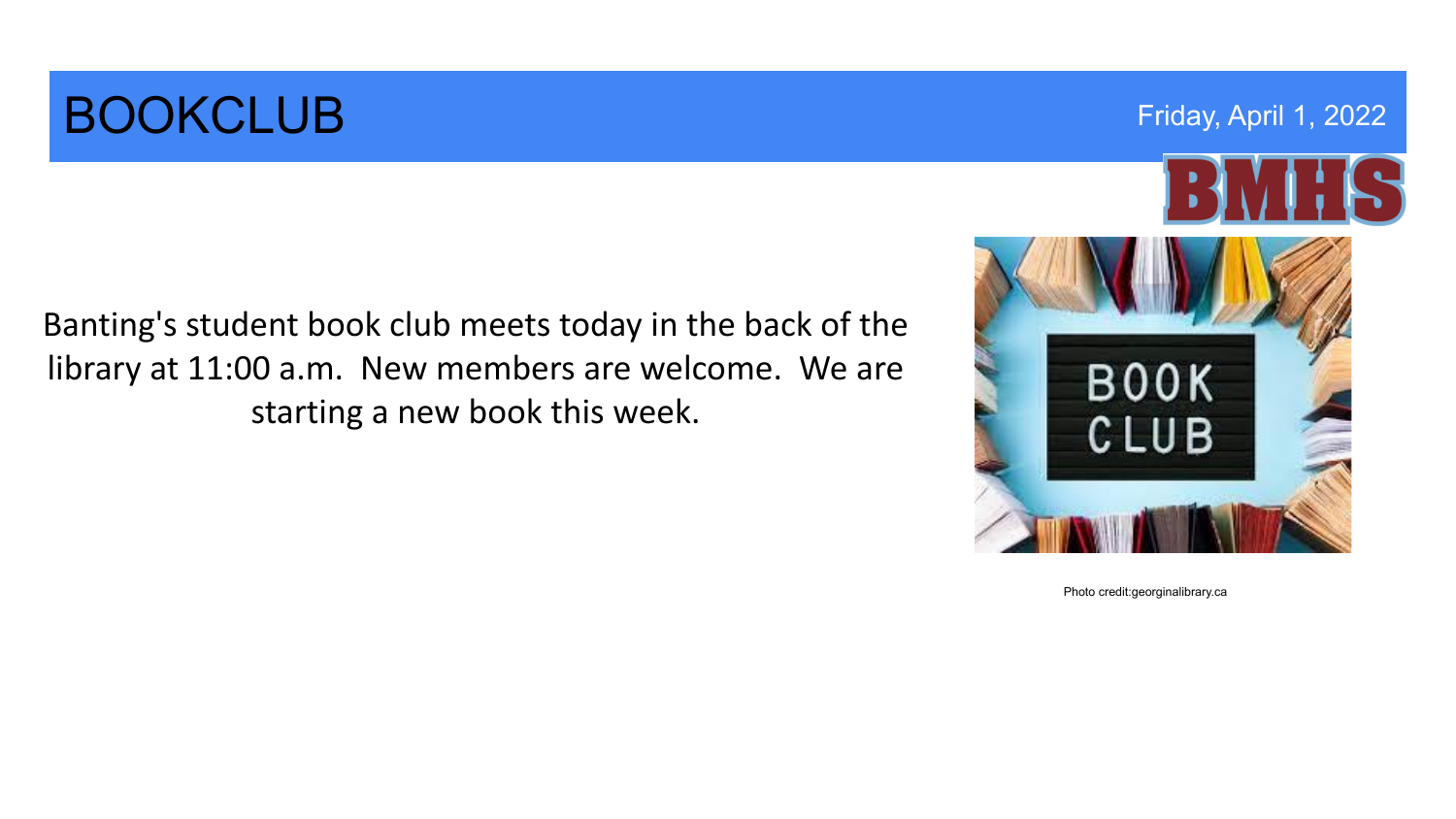# BOOKCLUB

Friday, April 1, 2022

Banting's student book club meets today in the back of the library at 11:00 a.m. New members are welcome. We are starting a new book this week.

Photo credit:georginalibrary.ca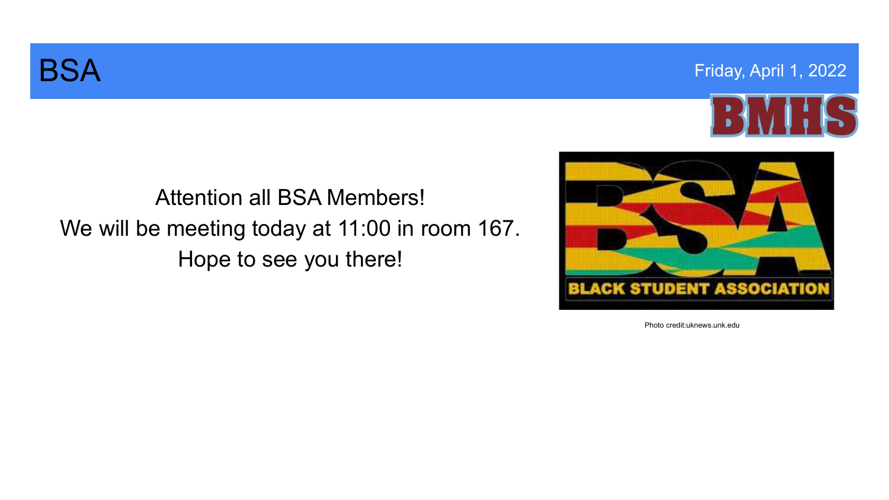# BSA

Friday, April 1, 2022

Attention all BSA Members!
We will be meeting today at 11:00 in room 167.
Hope to see you there!

Photo credit:uknews.unk.edu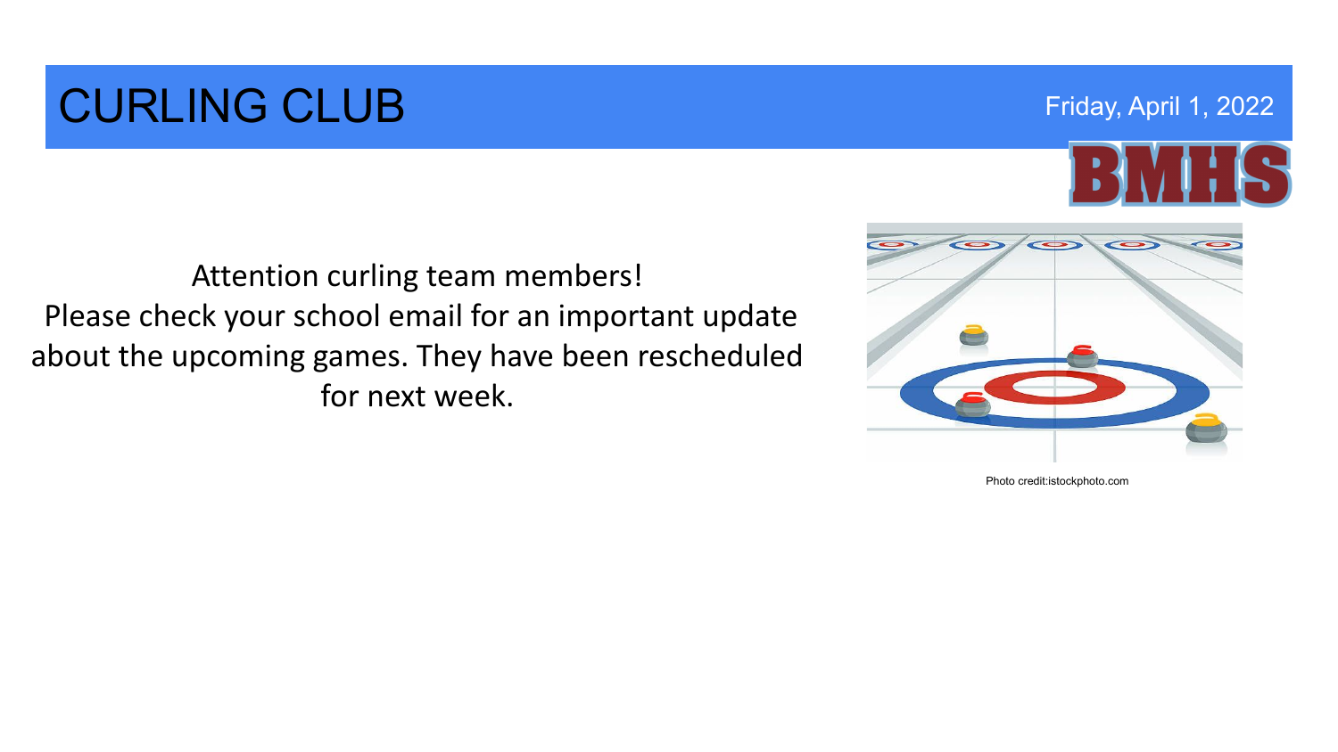# CURLING CLUB

Friday, April 1, 2022

BMHS

Attention curling team members!
Please check your school email for an important update about the upcoming games. They have been rescheduled for next week.

Photo credit:istockphoto.com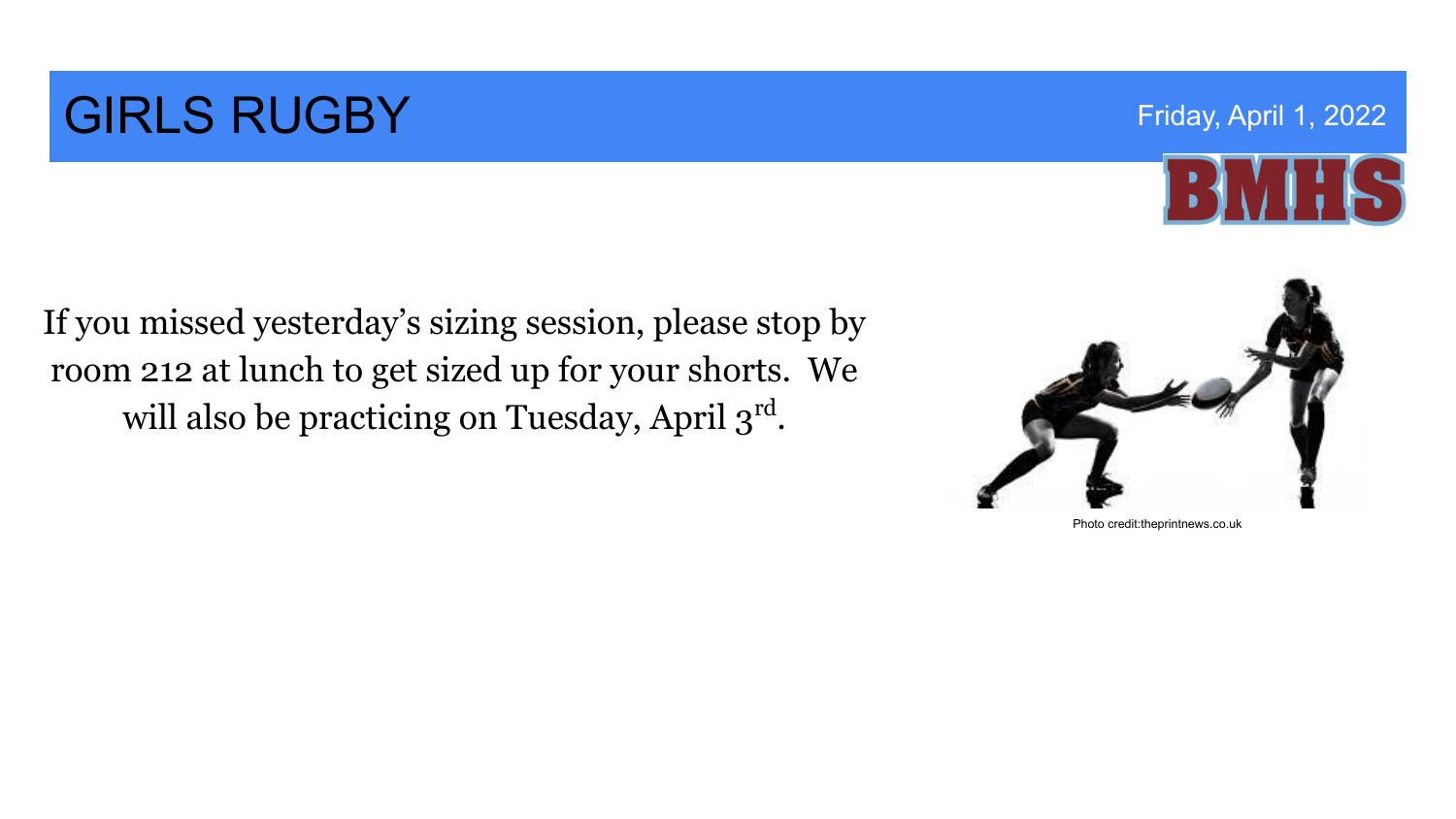# GIRLS RUGBY

Friday, April 1, 2022

BMHS

If you missed yesterday's sizing session, please stop by room 212 at lunch to get sized up for your shorts.  We will also be practicing on Tuesday, April 3rd.

Photo credit:theprintnews.co.uk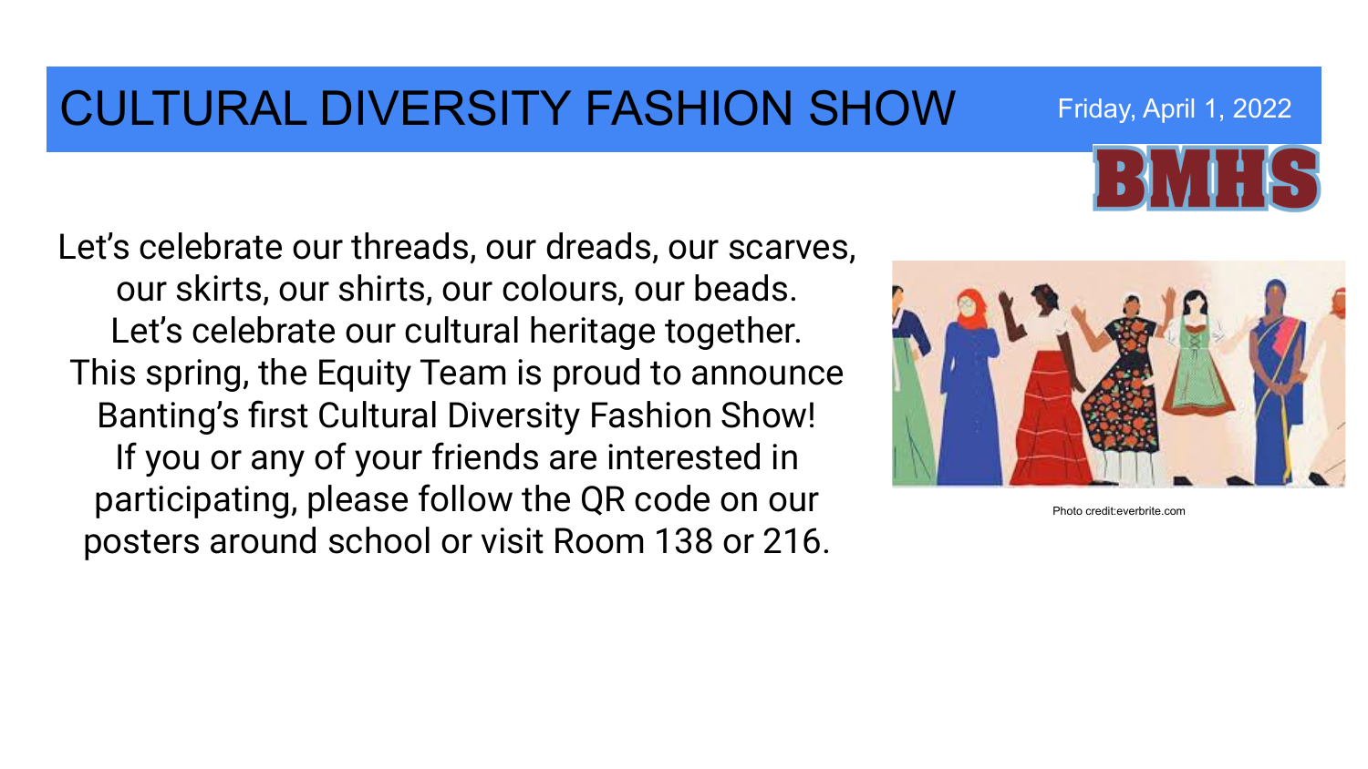# CULTURAL DIVERSITY FASHION SHOW

Friday, April 1, 2022

BMHS

Let's celebrate our threads, our dreads, our scarves, our skirts, our shirts, our colours, our beads. Let's celebrate our cultural heritage together. This spring, the Equity Team is proud to announce Banting's first Cultural Diversity Fashion Show! If you or any of your friends are interested in participating, please follow the QR code on our posters around school or visit Room 138 or 216.

Photo credit:everbrite.com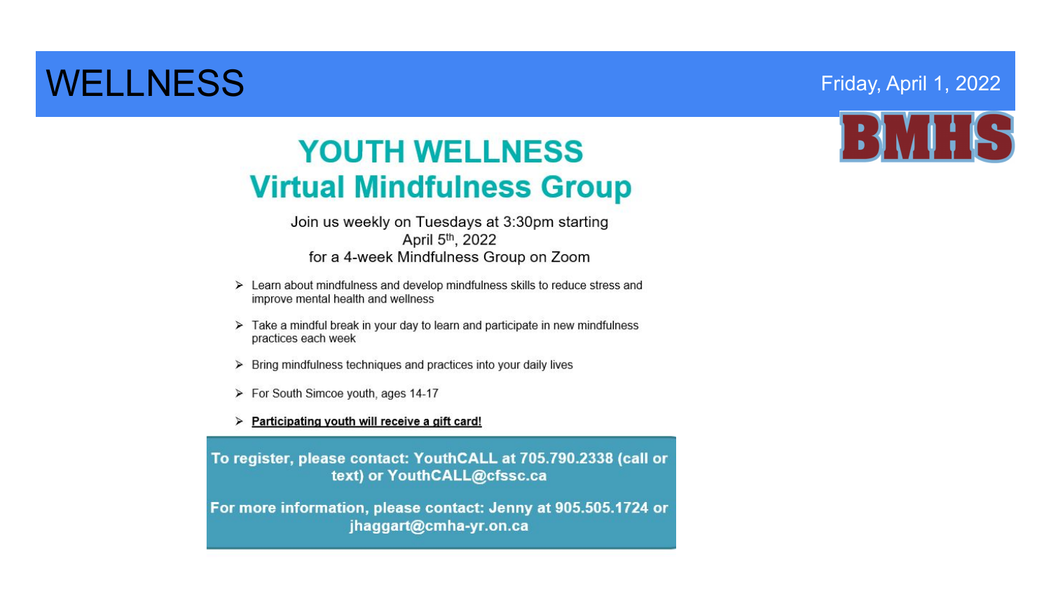# WELLNESS

Friday, April 1, 2022

BMHS

## YOUTH WELLNESS
## Virtual Mindfulness Group

Join us weekly on Tuesdays at 3:30pm starting April 5th, 2022 for a 4-week Mindfulness Group on Zoom

- Learn about mindfulness and develop mindfulness skills to reduce stress and improve mental health and wellness
- Take a mindful break in your day to learn and participate in new mindfulness practices each week
- Bring mindfulness techniques and practices into your daily lives
- For South Simcoe youth, ages 14-17
- **Participating youth will receive a gift card!**

**To register, please contact: YouthCALL at 705.790.2338 (call or text) or YouthCALL@cfssc.ca**

**For more information, please contact: Jenny at 905.505.1724 or jhaggart@cmha-yr.on.ca**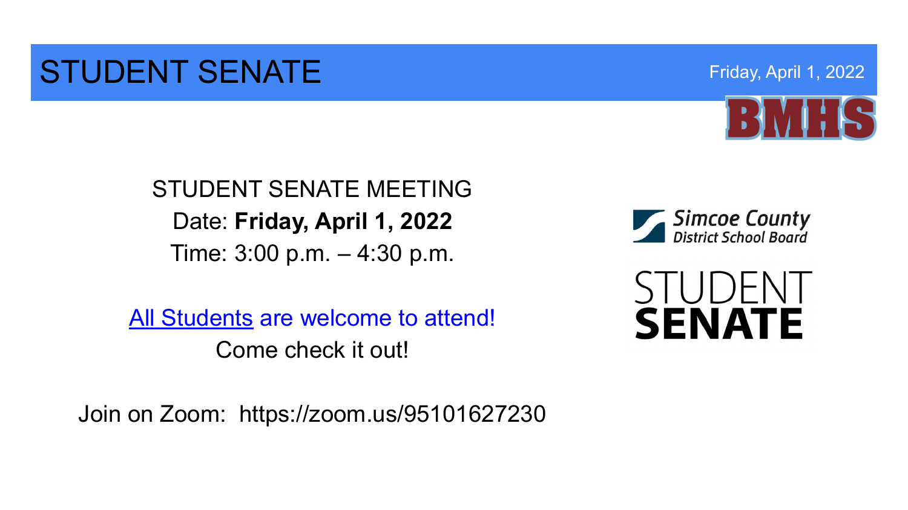# STUDENT SENATE

Friday, April 1, 2022

BMHS

STUDENT SENATE MEETING

Date: **Friday, April 1, 2022**

Time: 3:00 p.m. – 4:30 p.m.

All Students are welcome to attend!

Come check it out!

Join on Zoom: https://zoom.us/95101627230

Simcoe County District School Board

STUDENT **SENATE**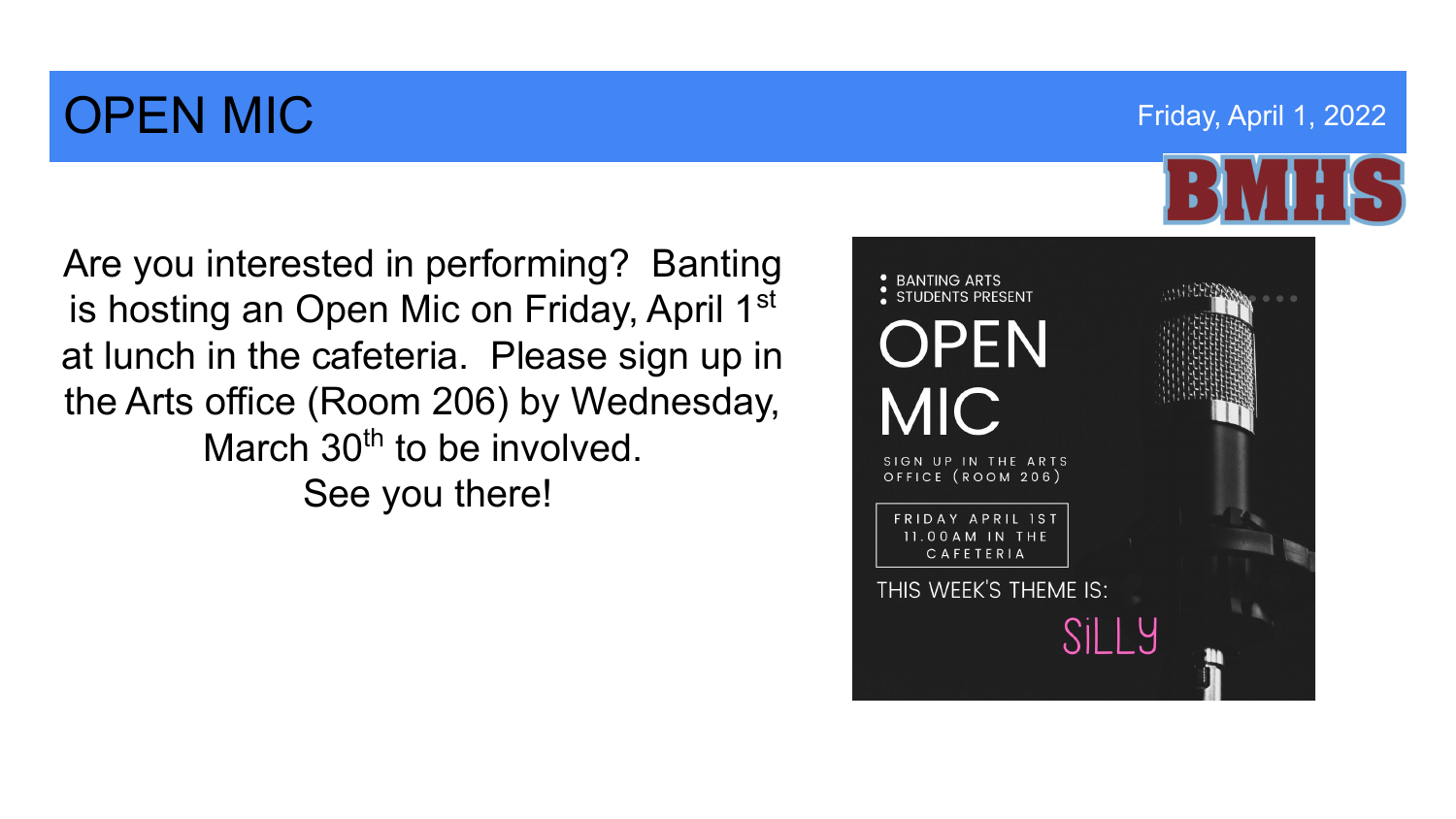# OPEN MIC

Friday, April 1, 2022

BMHS

Are you interested in performing? Banting is hosting an Open Mic on Friday, April 1st at lunch in the cafeteria. Please sign up in the Arts office (Room 206) by Wednesday, March 30th to be involved.

See you there!

BANTING ARTS STUDENTS PRESENT

OPEN MIC

SIGN UP IN THE ARTS OFFICE (ROOM 206)

FRIDAY APRIL 1ST 11.00AM IN THE CAFETERIA

THIS WEEK'S THEME IS:

SiLLY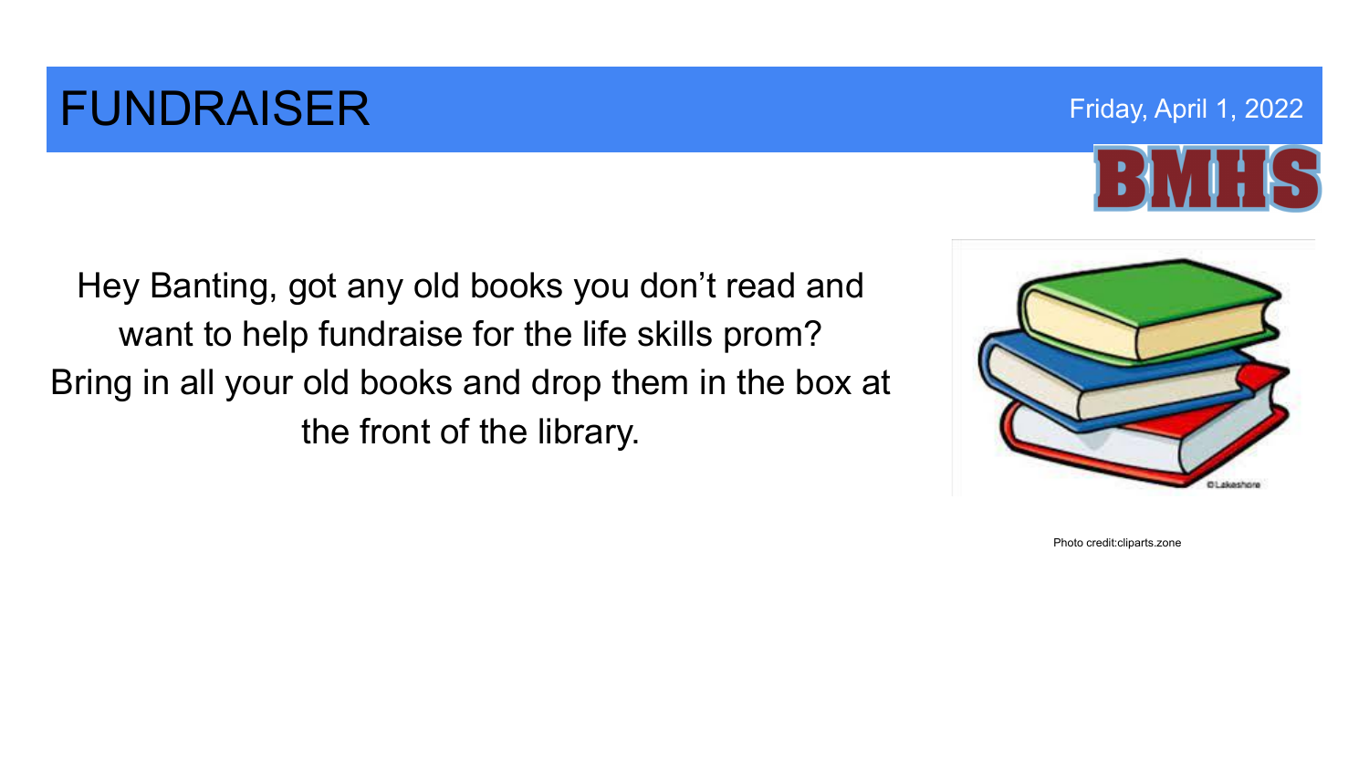# FUNDRAISER

Friday, April 1, 2022

BMHS

Hey Banting, got any old books you don't read and want to help fundraise for the life skills prom? Bring in all your old books and drop them in the box at the front of the library.

Photo credit:cliparts.zone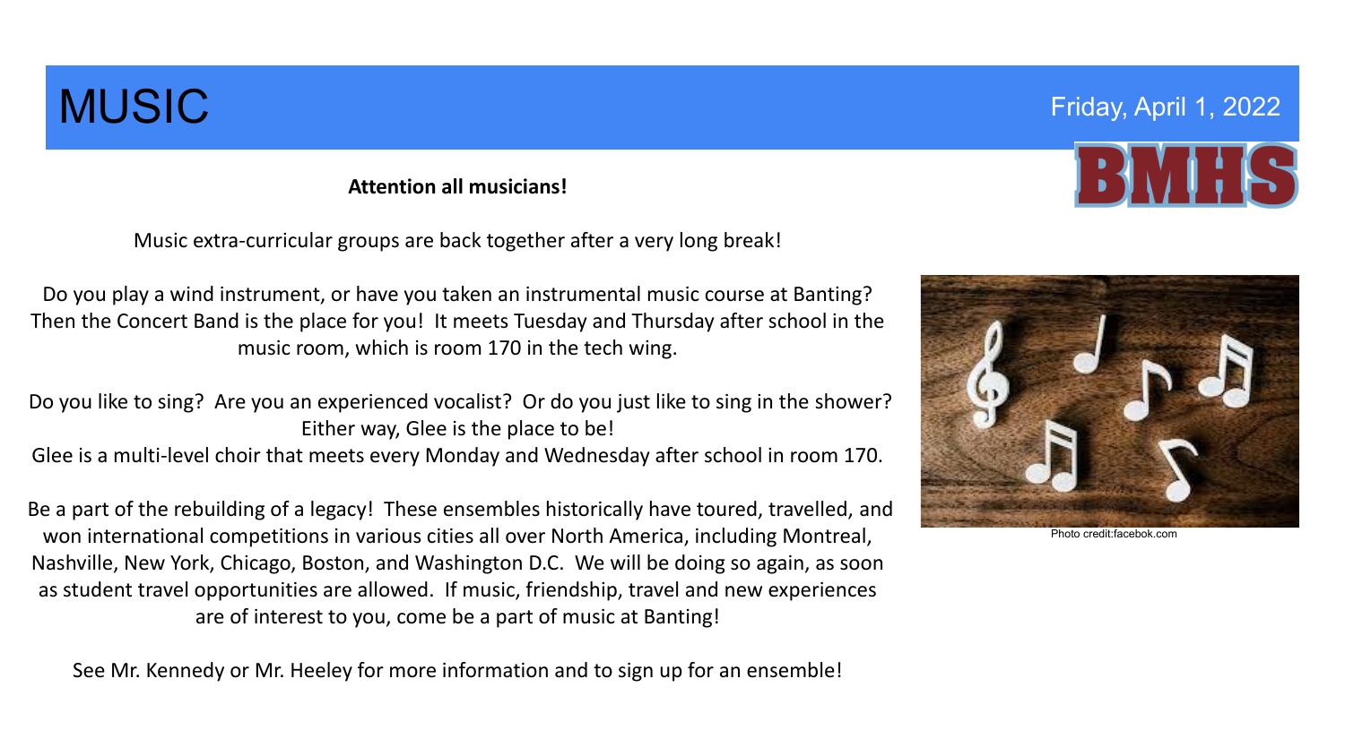# MUSIC

Friday, April 1, 2022

BMHS

**Attention all musicians!**

Music extra-curricular groups are back together after a very long break!

Do you play a wind instrument, or have you taken an instrumental music course at Banting? Then the Concert Band is the place for you! It meets Tuesday and Thursday after school in the music room, which is room 170 in the tech wing.

Do you like to sing? Are you an experienced vocalist? Or do you just like to sing in the shower? Either way, Glee is the place to be!
Glee is a multi-level choir that meets every Monday and Wednesday after school in room 170.

Be a part of the rebuilding of a legacy! These ensembles historically have toured, travelled, and won international competitions in various cities all over North America, including Montreal, Nashville, New York, Chicago, Boston, and Washington D.C. We will be doing so again, as soon as student travel opportunities are allowed. If music, friendship, travel and new experiences are of interest to you, come be a part of music at Banting!

See Mr. Kennedy or Mr. Heeley for more information and to sign up for an ensemble!

Photo credit:facebok.com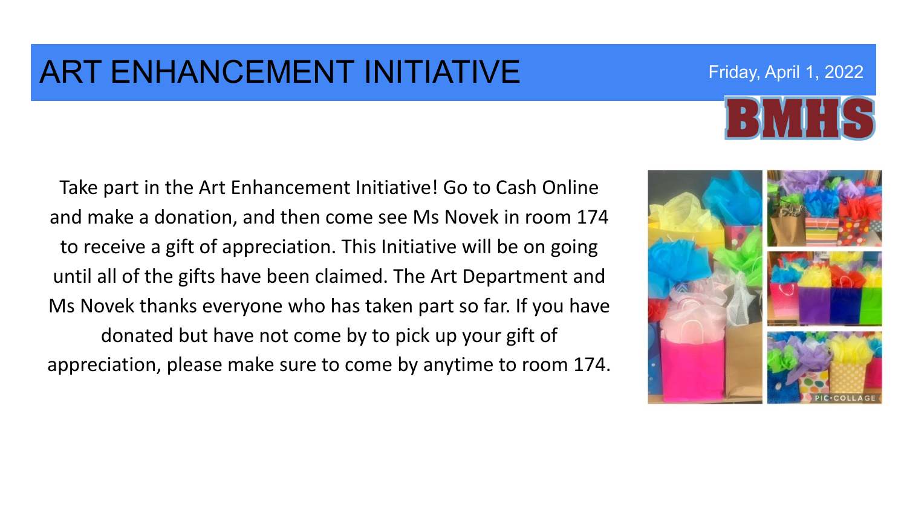# ART ENHANCEMENT INITIATIVE

Friday, April 1, 2022

BMHS

Take part in the Art Enhancement Initiative! Go to Cash Online and make a donation, and then come see Ms Novek in room 174 to receive a gift of appreciation. This Initiative will be on going until all of the gifts have been claimed. The Art Department and Ms Novek thanks everyone who has taken part so far. If you have donated but have not come by to pick up your gift of appreciation, please make sure to come by anytime to room 174.